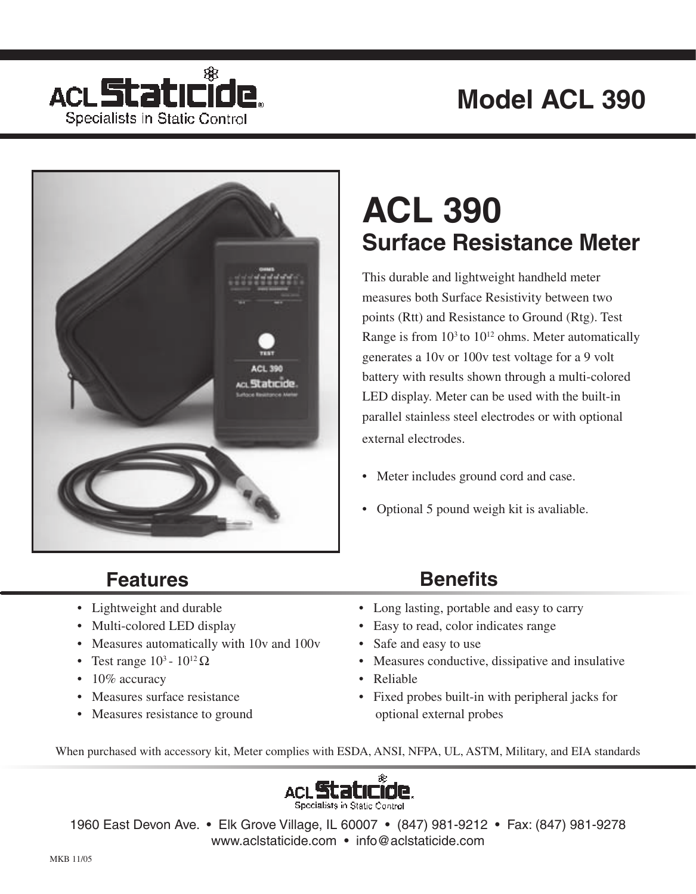ACL Staticide®
Specialists in Static Control

# Model ACL 390

## ACL 390
### Surface Resistance Meter

This durable and lightweight handheld meter measures both Surface Resistivity between two points (Rtt) and Resistance to Ground (Rtg). Test Range is from $10^3$ to $10^{12}$ ohms. Meter automatically generates a 10v or 100v test voltage for a 9 volt battery with results shown through a multi-colored LED display. Meter can be used with the built-in parallel stainless steel electrodes or with optional external electrodes.

- Meter includes ground cord and case.
- Optional 5 pound weigh kit is avaliable.

## Features

- Lightweight and durable
- Multi-colored LED display
- Measures automatically with 10v and 100v
- Test range $10^3$ - $10^{12}$ $\Omega$
- 10% accuracy
- Measures surface resistance
- Measures resistance to ground

## Benefits

- Long lasting, portable and easy to carry
- Easy to read, color indicates range
- Safe and easy to use
- Measures conductive, dissipative and insulative
- Reliable
- Fixed probes built-in with peripheral jacks for optional external probes

When purchased with accessory kit, Meter complies with ESDA, ANSI, NFPA, UL, ASTM, Military, and EIA standards

ACL Staticide®
Specialists in Static Control

1960 East Devon Ave. • Elk Grove Village, IL 60007 • (847) 981-9212 • Fax: (847) 981-9278
www.aclstaticide.com • info@aclstaticide.com

MKB 11/05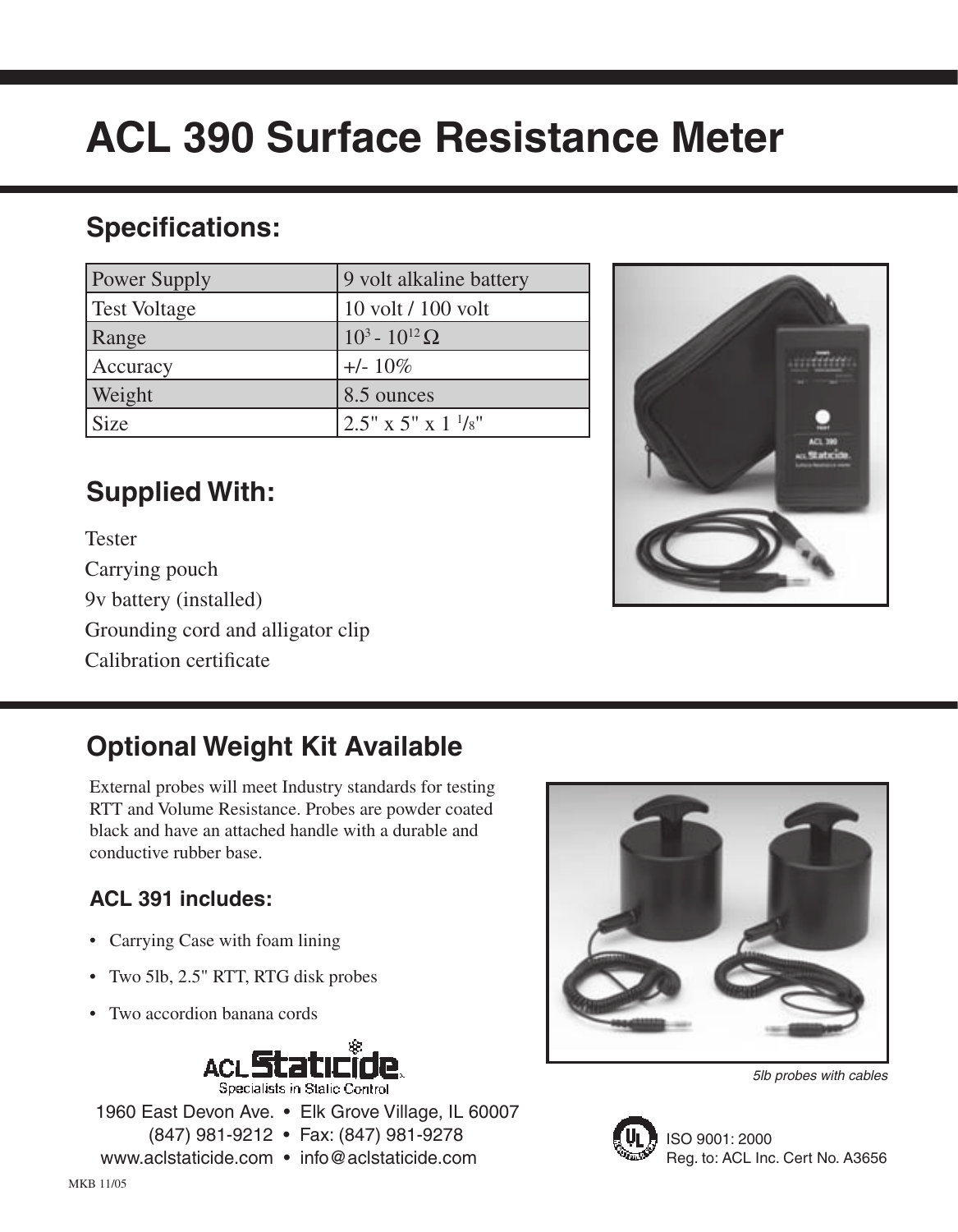# ACL 390 Surface Resistance Meter

## Specifications:

| | |
|---|---|
| Power Supply | 9 volt alkaline battery |
| Test Voltage | 10 volt / 100 volt |
| Range | $10^3$ - $10^{12}$ Ω |
| Accuracy | +/- 10% |
| Weight | 8.5 ounces |
| Size | 2.5" x 5" x 1 1/8" |

## Supplied With:

Tester
Carrying pouch
9v battery (installed)
Grounding cord and alligator clip
Calibration certificate

## Optional Weight Kit Available

External probes will meet Industry standards for testing RTT and Volume Resistance. Probes are powder coated black and have an attached handle with a durable and conductive rubber base.

### ACL 391 includes:

- Carrying Case with foam lining
- Two 5lb, 2.5" RTT, RTG disk probes
- Two accordion banana cords

*5lb probes with cables*

ACL Staticide
Specialists in Static Control

1960 East Devon Ave. • Elk Grove Village, IL 60007
(847) 981-9212 • Fax: (847) 981-9278
www.aclstaticide.com • info@aclstaticide.com

ISO 9001: 2000
Reg. to: ACL Inc. Cert No. A3656

MKB 11/05